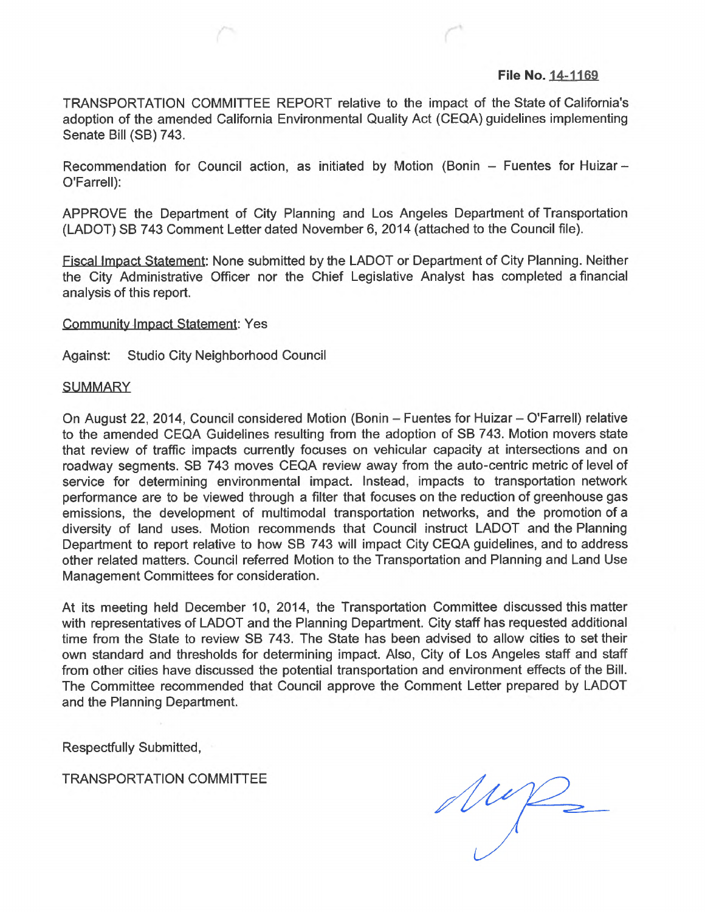**File No. 14-1169**

TRANSPORTATION COMMITTEE REPORT relative to the impact of the State of California's adoption of the amended California Environmental Quality Act (CEQA) guidelines implementing Senate Bill (SB) 743.

Recommendation for Council action, as initiated by Motion (Bonin – Fuentes for Huizar – O'Farrell):

APPROVE the Department of City Planning and Los Angeles Department of Transportation (LADOT) SB 743 Comment Letter dated November 6, 2014 (attached to the Council file).

Fiscal Impact Statement: None submitted by the LADOT or Department of City Planning. Neither the City Administrative Officer nor the Chief Legislative Analyst has completed a financial analysis of this report.

Community Impact Statement: Yes

Against: Studio City Neighborhood Council

SUMMARY

On August 22, 2014, Council considered Motion (Bonin – Fuentes for Huizar – O'Farrell) relative to the amended CEQA Guidelines resulting from the adoption of SB 743. Motion movers state that review of traffic impacts currently focuses on vehicular capacity at intersections and on roadway segments. SB 743 moves CEQA review away from the auto-centric metric of level of service for determining environmental impact. Instead, impacts to transportation network performance are to be viewed through a filter that focuses on the reduction of greenhouse gas emissions, the development of multimodal transportation networks, and the promotion of a diversity of land uses. Motion recommends that Council instruct LADOT and the Planning Department to report relative to how SB 743 will impact City CEQA guidelines, and to address other related matters. Council referred Motion to the Transportation and Planning and Land Use Management Committees for consideration.

At its meeting held December 10, 2014, the Transportation Committee discussed this matter with representatives of LADOT and the Planning Department. City staff has requested additional time from the State to review SB 743. The State has been advised to allow cities to set their own standard and thresholds for determining impact. Also, City of Los Angeles staff and staff from other cities have discussed the potential transportation and environment effects of the Bill. The Committee recommended that Council approve the Comment Letter prepared by LADOT and the Planning Department.

Respectfully Submitted,

TRANSPORTATION COMMITTEE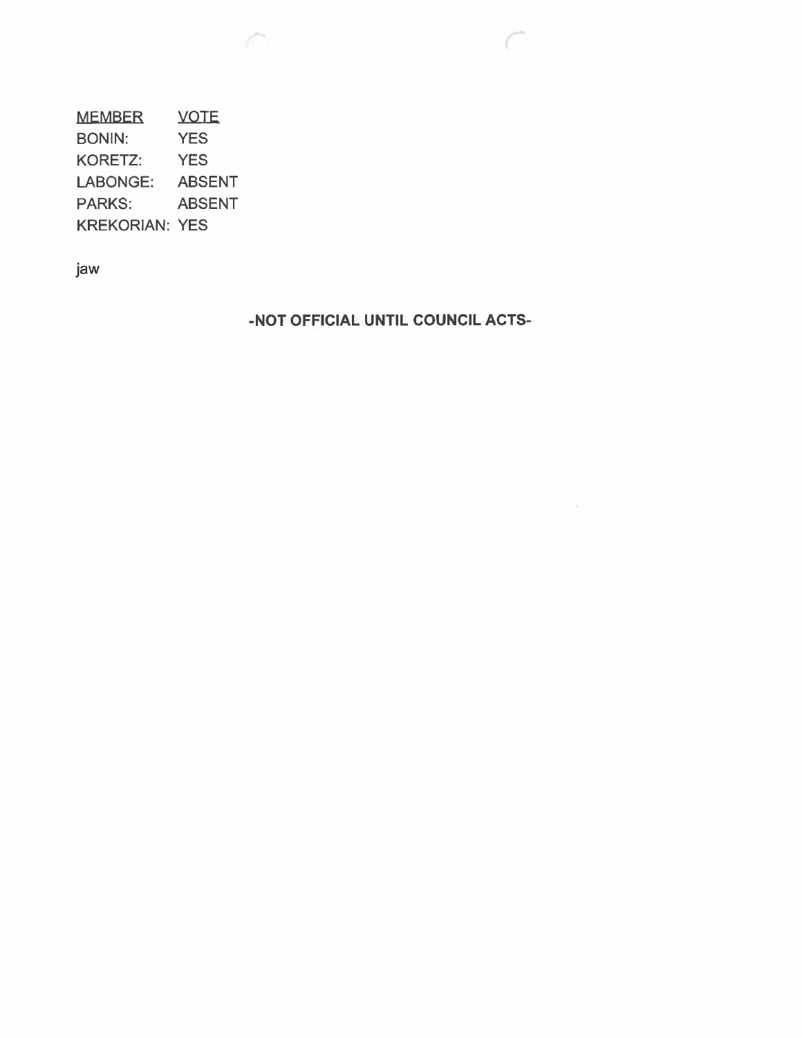| MEMBER | VOTE |
| --- | --- |
| BONIN: | YES |
| KORETZ: | YES |
| LABONGE: | ABSENT |
| PARKS: | ABSENT |
| KREKORIAN: | YES |

jaw

**-NOT OFFICIAL UNTIL COUNCIL ACTS-**